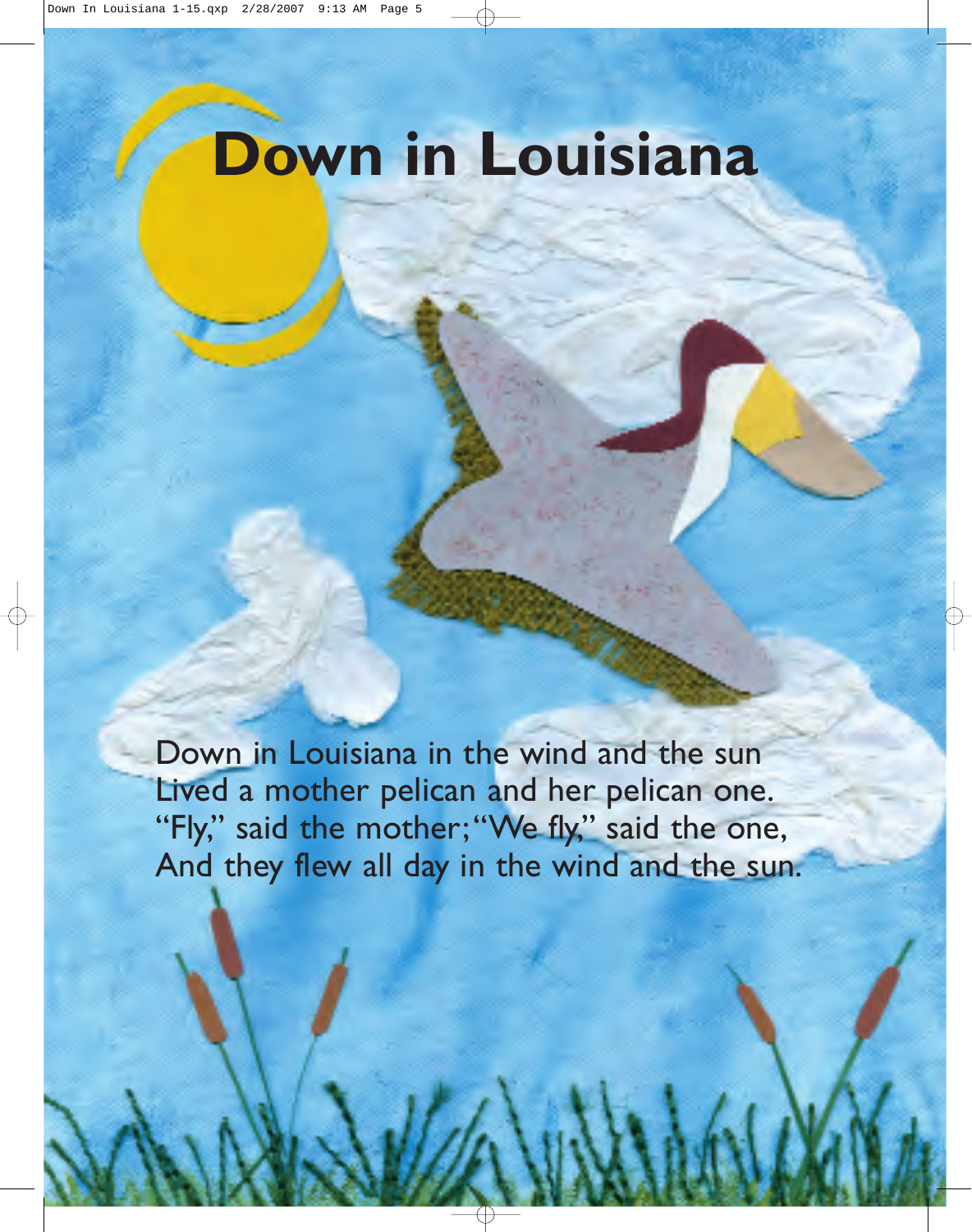# Down in Louisiana

Down in Louisiana in the wind and the sun
Lived a mother pelican and her pelican one.
"Fly," said the mother; "We fly," said the one,
And they flew all day in the wind and the sun.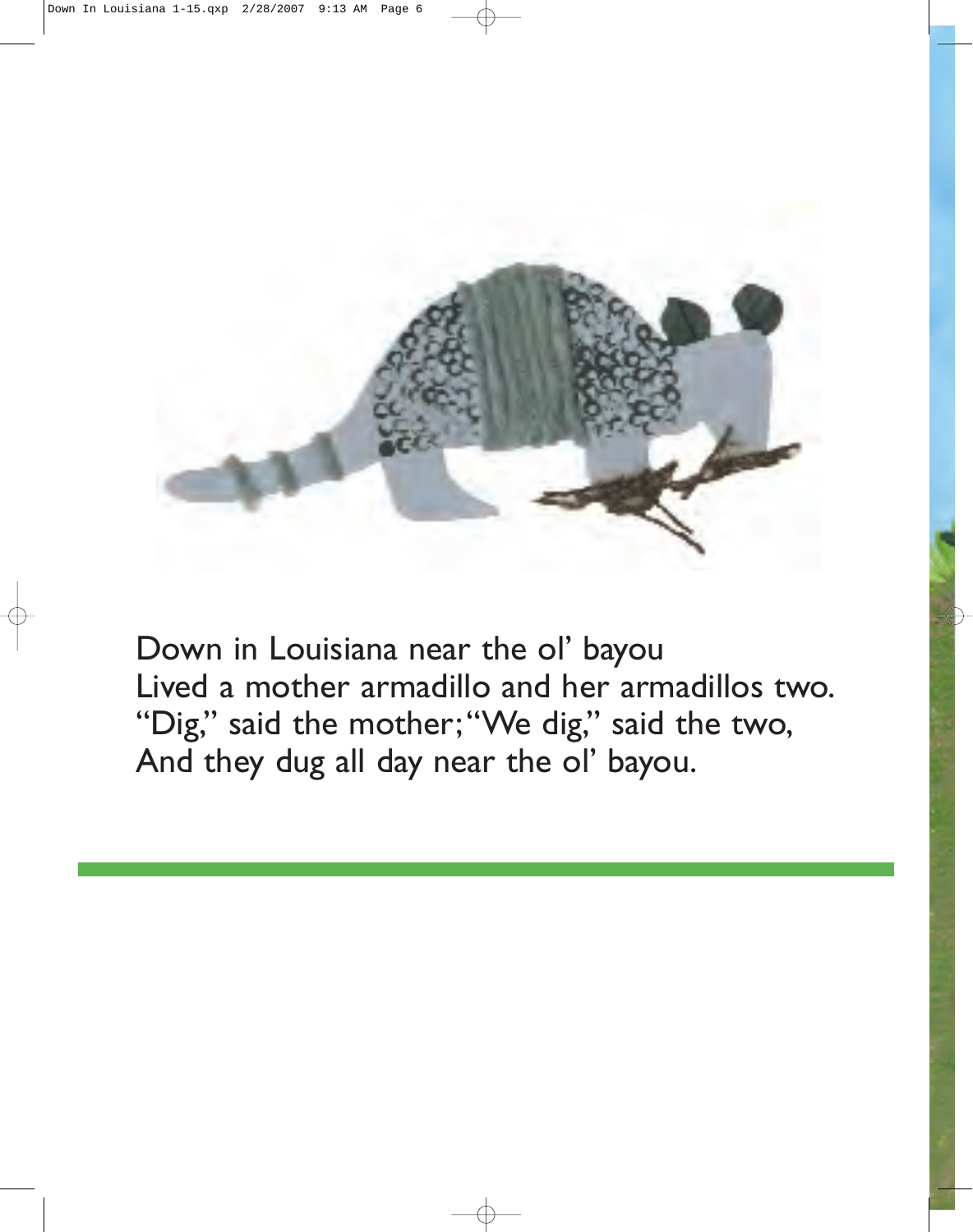Down in Louisiana near the ol' bayou
Lived a mother armadillo and her armadillos two.
"Dig," said the mother; "We dig," said the two,
And they dug all day near the ol' bayou.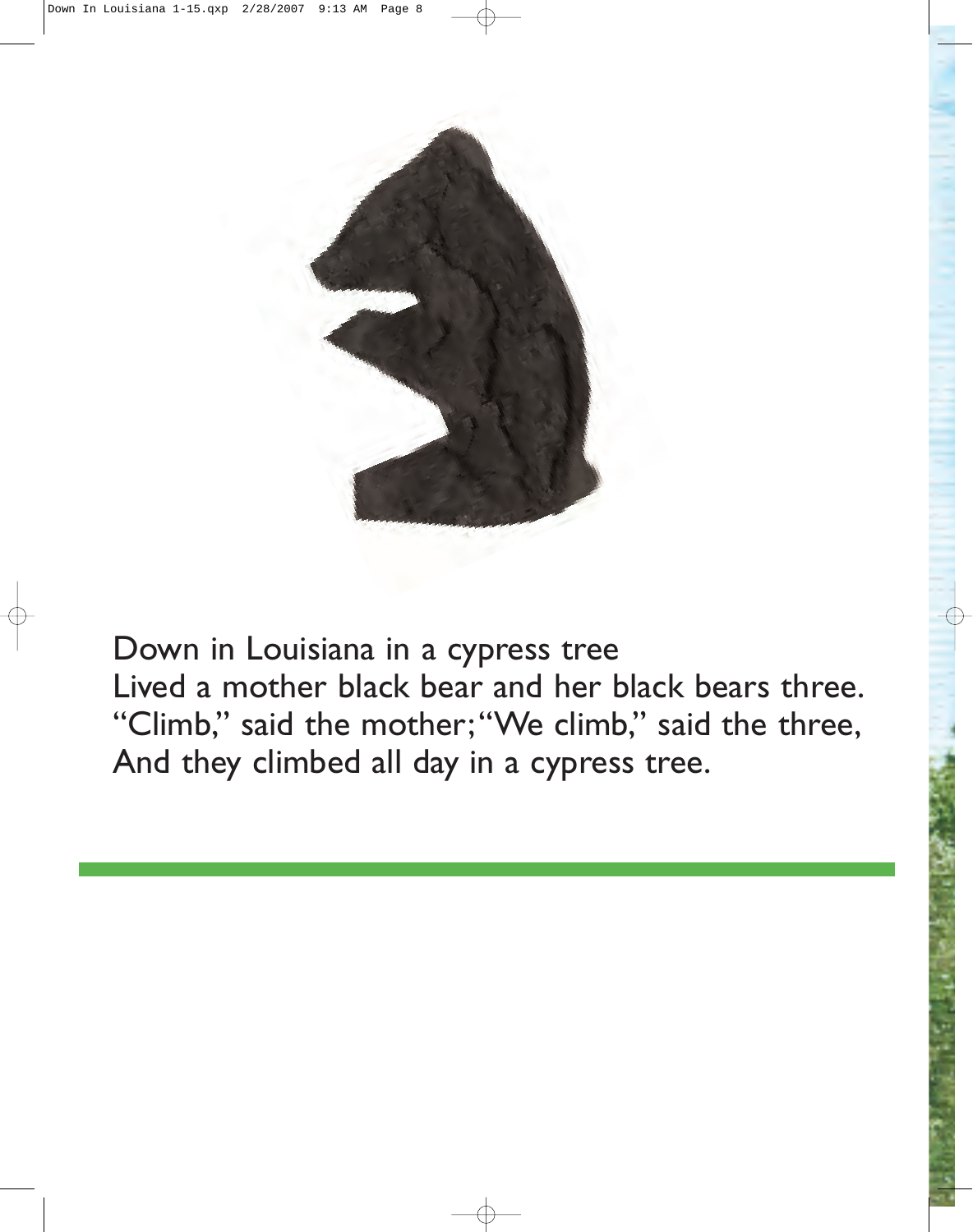Down in Louisiana in a cypress tree
Lived a mother black bear and her black bears three.
"Climb," said the mother; "We climb," said the three,
And they climbed all day in a cypress tree.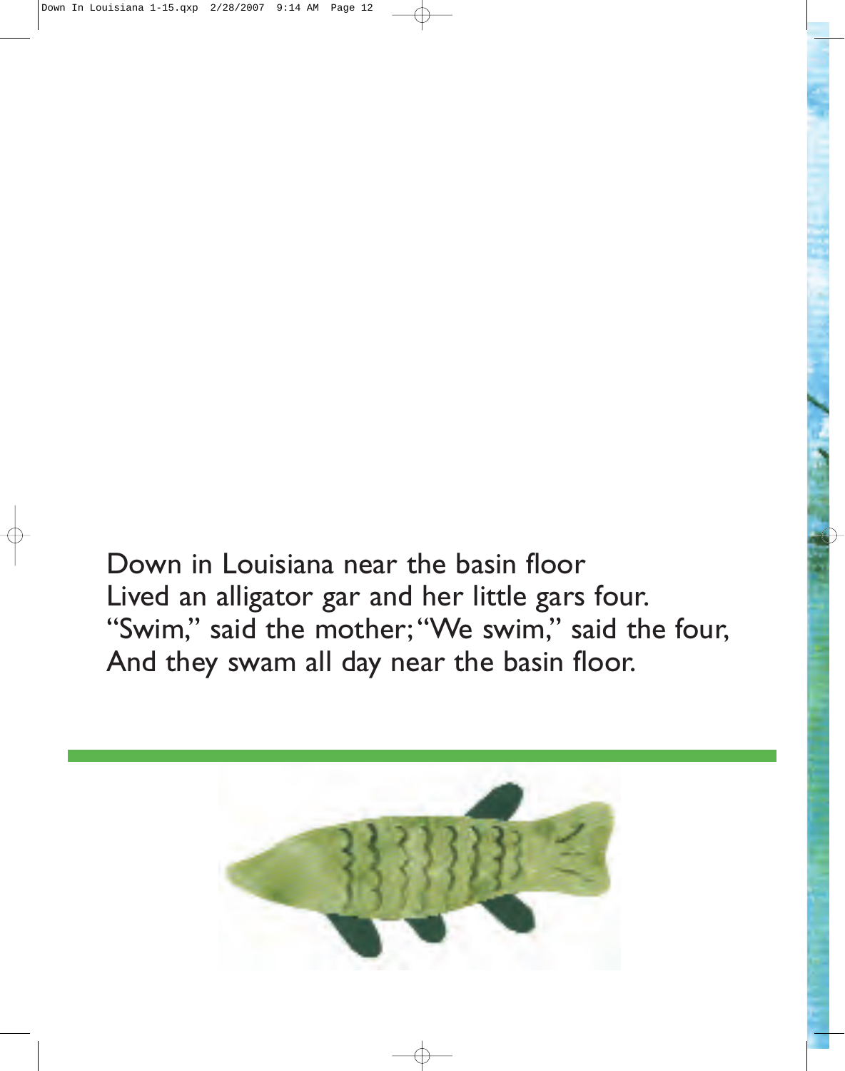Down in Louisiana near the basin floor
Lived an alligator gar and her little gars four.
"Swim," said the mother; "We swim," said the four,
And they swam all day near the basin floor.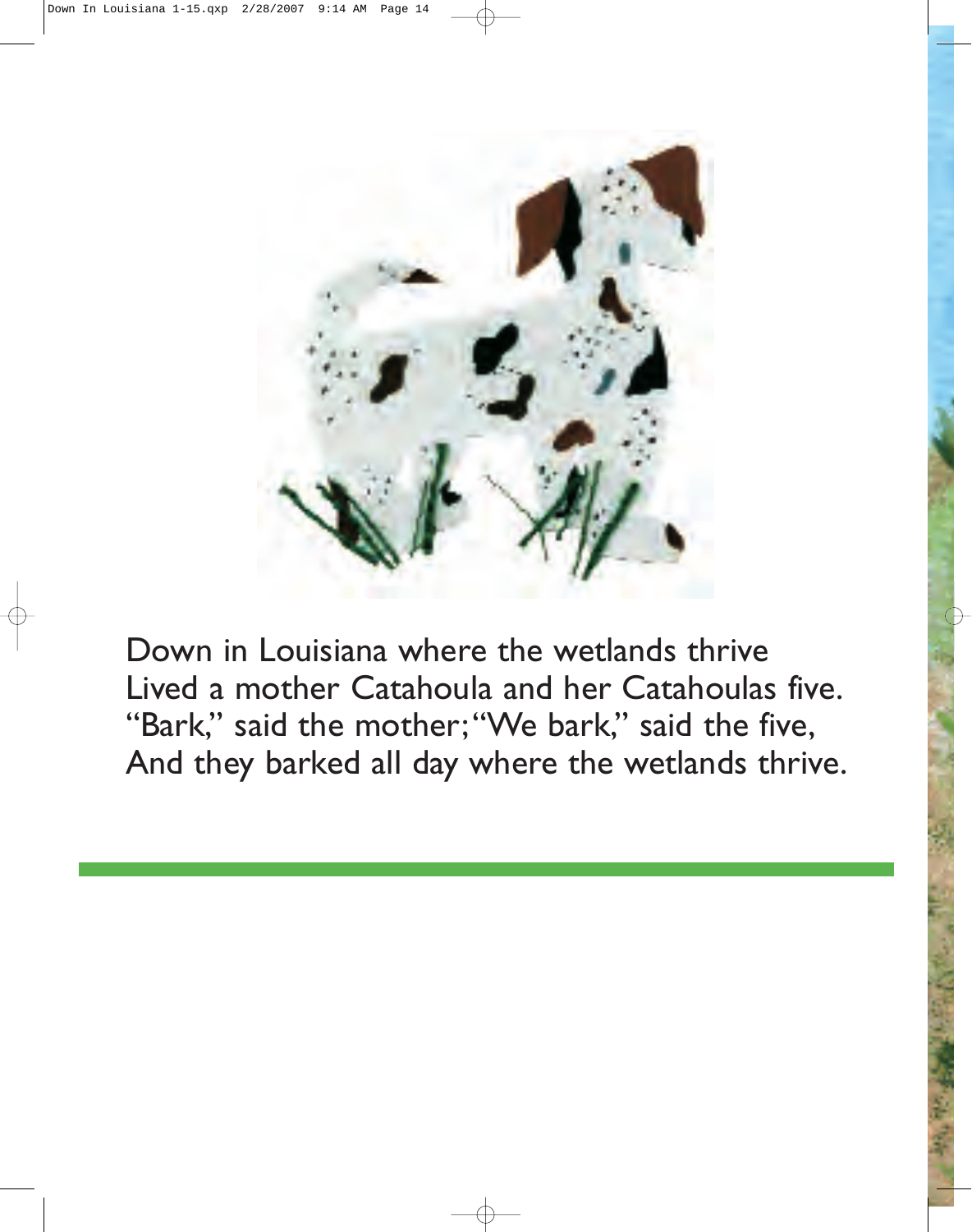Down in Louisiana where the wetlands thrive
Lived a mother Catahoula and her Catahoulas five.
"Bark," said the mother; "We bark," said the five,
And they barked all day where the wetlands thrive.